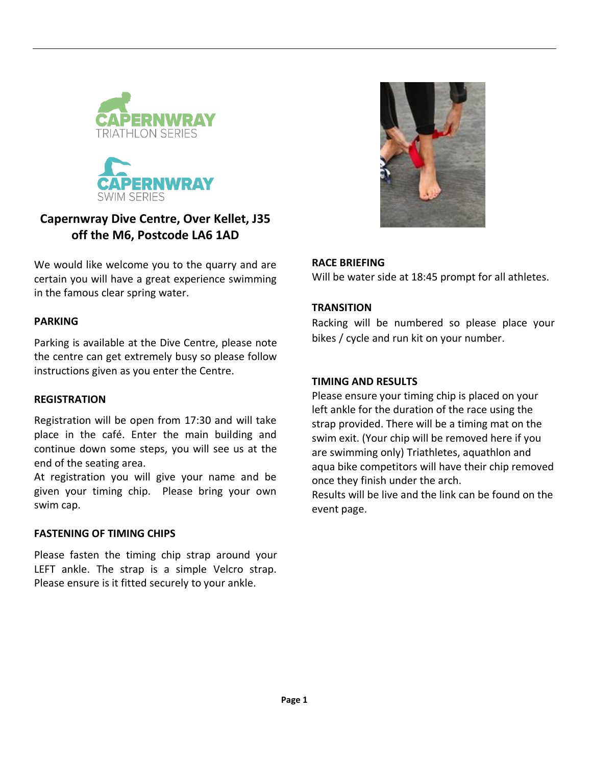CAPERNWRAY TRIATHLON SERIES

CAPERNWRAY SWIM SERIES

## Capernwray Dive Centre, Over Kellet, J35 off the M6, Postcode LA6 1AD

We would like welcome you to the quarry and are certain you will have a great experience swimming in the famous clear spring water.

**PARKING**

Parking is available at the Dive Centre, please note the centre can get extremely busy so please follow instructions given as you enter the Centre.

**REGISTRATION**

Registration will be open from 17:30 and will take place in the café. Enter the main building and continue down some steps, you will see us at the end of the seating area.

At registration you will give your name and be given your timing chip. Please bring your own swim cap.

**FASTENING OF TIMING CHIPS**

Please fasten the timing chip strap around your LEFT ankle. The strap is a simple Velcro strap. Please ensure is it fitted securely to your ankle.

**RACE BRIEFING**

Will be water side at 18:45 prompt for all athletes.

**TRANSITION**

Racking will be numbered so please place your bikes / cycle and run kit on your number.

**TIMING AND RESULTS**

Please ensure your timing chip is placed on your left ankle for the duration of the race using the strap provided. There will be a timing mat on the swim exit. (Your chip will be removed here if you are swimming only) Triathletes, aquathlon and aqua bike competitors will have their chip removed once they finish under the arch.

Results will be live and the link can be found on the event page.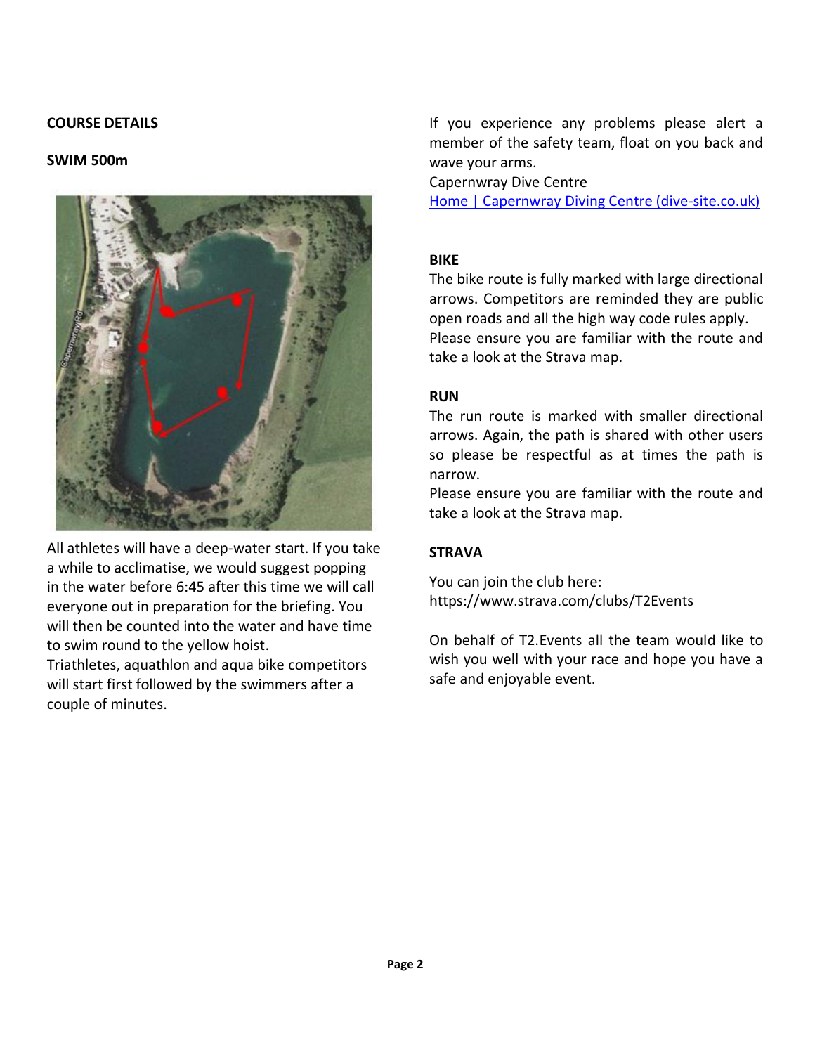**COURSE DETAILS**

**SWIM 500m**

All athletes will have a deep-water start. If you take a while to acclimatise, we would suggest popping in the water before 6:45 after this time we will call everyone out in preparation for the briefing. You will then be counted into the water and have time to swim round to the yellow hoist.

Triathletes, aquathlon and aqua bike competitors will start first followed by the swimmers after a couple of minutes.

If you experience any problems please alert a member of the safety team, float on you back and wave your arms.

Capernwray Dive Centre

[Home | Capernwray Diving Centre (dive-site.co.uk)](Home | Capernwray Diving Centre (dive-site.co.uk))

**BIKE**

The bike route is fully marked with large directional arrows. Competitors are reminded they are public open roads and all the high way code rules apply.

Please ensure you are familiar with the route and take a look at the Strava map.

**RUN**

The run route is marked with smaller directional arrows. Again, the path is shared with other users so please be respectful as at times the path is narrow.

Please ensure you are familiar with the route and take a look at the Strava map.

**STRAVA**

You can join the club here:
https://www.strava.com/clubs/T2Events

On behalf of T2.Events all the team would like to wish you well with your race and hope you have a safe and enjoyable event.